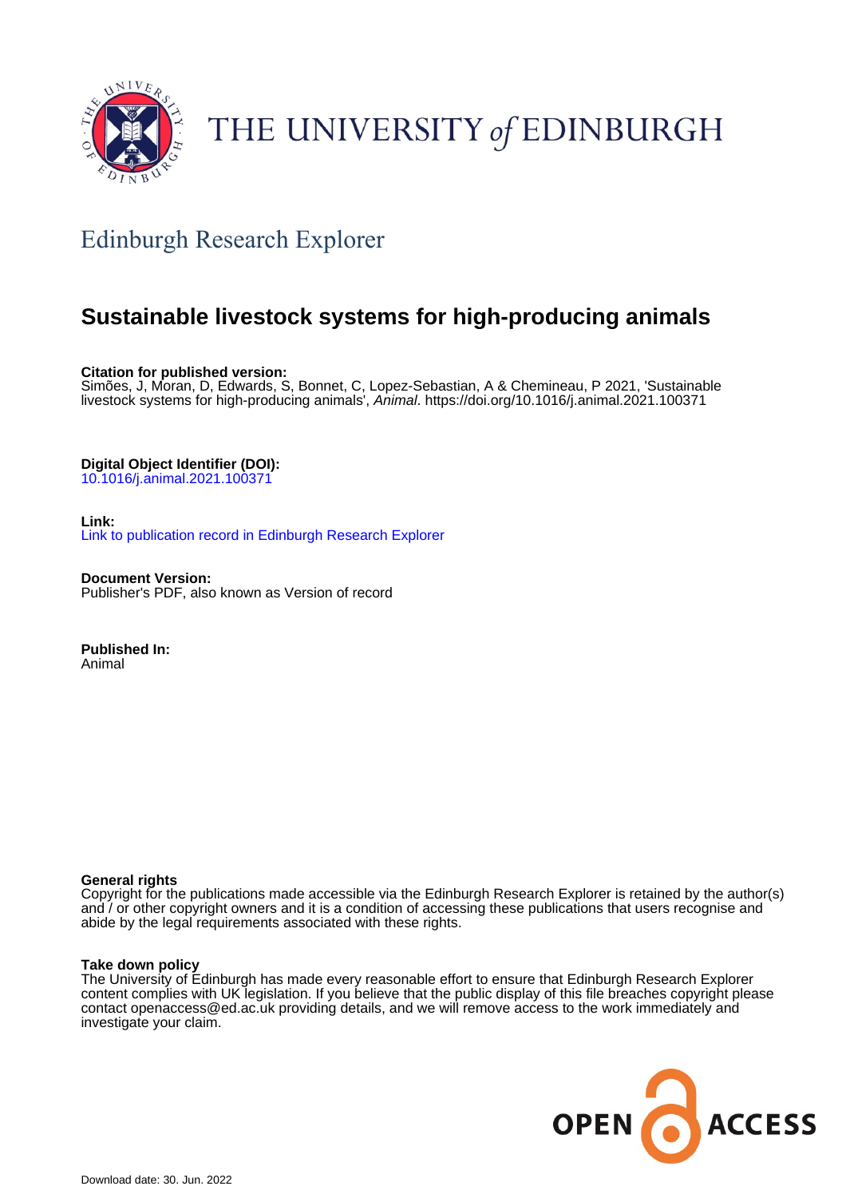THE UNIVERSITY of EDINBURGH

## Edinburgh Research Explorer

# Sustainable livestock systems for high-producing animals

**Citation for published version:**
Simões, J, Moran, D, Edwards, S, Bonnet, C, Lopez-Sebastian, A & Chemineau, P 2021, 'Sustainable livestock systems for high-producing animals', *Animal*. https://doi.org/10.1016/j.animal.2021.100371

**Digital Object Identifier (DOI):**
10.1016/j.animal.2021.100371

**Link:**
Link to publication record in Edinburgh Research Explorer

**Document Version:**
Publisher's PDF, also known as Version of record

**Published In:**
Animal

**General rights**
Copyright for the publications made accessible via the Edinburgh Research Explorer is retained by the author(s) and / or other copyright owners and it is a condition of accessing these publications that users recognise and abide by the legal requirements associated with these rights.

**Take down policy**
The University of Edinburgh has made every reasonable effort to ensure that Edinburgh Research Explorer content complies with UK legislation. If you believe that the public display of this file breaches copyright please contact openaccess@ed.ac.uk providing details, and we will remove access to the work immediately and investigate your claim.

OPEN ACCESS

Download date: 30. Jun. 2022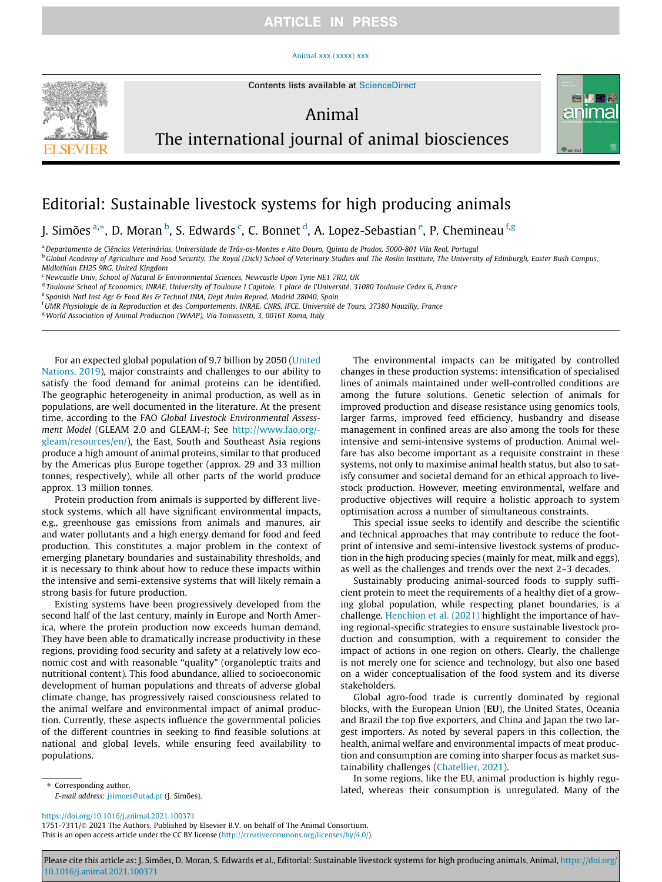# Editorial: Sustainable livestock systems for high producing animals

J. Simões [a,*], D. Moran [b], S. Edwards [c], C. Bonnet [d], A. Lopez-Sebastian [e], P. Chemineau [f,g]

[a] Departamento de Ciências Veterinárias, Universidade de Trás-os-Montes e Alto Douro, Quinta de Prados, 5000-801 Vila Real, Portugal
[b] Global Academy of Agriculture and Food Security, The Royal (Dick) School of Veterinary Studies and The Roslin Institute, The University of Edinburgh, Easter Bush Campus, Midlothian EH25 9RG, United Kingdom
[c] Newcastle Univ, School of Natural & Environmental Sciences, Newcastle Upon Tyne NE1 7RU, UK
[d] Toulouse School of Economics, INRAE, University of Toulouse I Capitole, 1 place de l'Université, 31080 Toulouse Cedex 6, France
[e] Spanish Natl Inst Agr & Food Res & Technol INIA, Dept Anim Reprod, Madrid 28040, Spain
[f] UMR Physiologie de la Reproduction et des Comportements, INRAE, CNRS, IFCE, Université de Tours, 37380 Nouzilly, France
[g] World Association of Animal Production (WAAP), Via Tomassetti, 3, 00161 Roma, Italy

For an expected global population of 9.7 billion by 2050 (United Nations, 2019), major constraints and challenges to our ability to satisfy the food demand for animal proteins can be identified. The geographic heterogeneity in animal production, as well as in populations, are well documented in the literature. At the present time, according to the FAO *Global Livestock Environmental Assessment Model* (GLEAM 2.0 and GLEAM-*i*; See http://www.fao.org/gleam/resources/en/), the East, South and Southeast Asia regions produce a high amount of animal proteins, similar to that produced by the Americas plus Europe together (approx. 29 and 33 million tonnes, respectively), while all other parts of the world produce approx. 13 million tonnes.

Protein production from animals is supported by different livestock systems, which all have significant environmental impacts, e.g., greenhouse gas emissions from animals and manures, air and water pollutants and a high energy demand for food and feed production. This constitutes a major problem in the context of emerging planetary boundaries and sustainability thresholds, and it is necessary to think about how to reduce these impacts within the intensive and semi-extensive systems that will likely remain a strong basis for future production.

Existing systems have been progressively developed from the second half of the last century, mainly in Europe and North America, where the protein production now exceeds human demand. They have been able to dramatically increase productivity in these regions, providing food security and safety at a relatively low economic cost and with reasonable "quality" (organoleptic traits and nutritional content). This food abundance, allied to socioeconomic development of human populations and threats of adverse global climate change, has progressively raised consciousness related to the animal welfare and environmental impact of animal production. Currently, these aspects influence the governmental policies of the different countries in seeking to find feasible solutions at national and global levels, while ensuring feed availability to populations.

The environmental impacts can be mitigated by controlled changes in these production systems: intensification of specialised lines of animals maintained under well-controlled conditions are among the future solutions. Genetic selection of animals for improved production and disease resistance using genomics tools, larger farms, improved feed efficiency, husbandry and disease management in confined areas are also among the tools for these intensive and semi-intensive systems of production. Animal welfare has also become important as a requisite constraint in these systems, not only to maximise animal health status, but also to satisfy consumer and societal demand for an ethical approach to livestock production. However, meeting environmental, welfare and productive objectives will require a holistic approach to system optimisation across a number of simultaneous constraints.

This special issue seeks to identify and describe the scientific and technical approaches that may contribute to reduce the footprint of intensive and semi-intensive livestock systems of production in the high producing species (mainly for meat, milk and eggs), as well as the challenges and trends over the next 2–3 decades.

Sustainably producing animal-sourced foods to supply sufficient protein to meet the requirements of a healthy diet of a growing global population, while respecting planet boundaries, is a challenge. Henchion et al. (2021) highlight the importance of having regional-specific strategies to ensure sustainable livestock production and consumption, with a requirement to consider the impact of actions in one region on others. Clearly, the challenge is not merely one for science and technology, but also one based on a wider conceptualisation of the food system and its diverse stakeholders.

Global agro-food trade is currently dominated by regional blocks, with the European Union (**EU**), the United States, Oceania and Brazil the top five exporters, and China and Japan the two largest importers. As noted by several papers in this collection, the health, animal welfare and environmental impacts of meat production and consumption are coming into sharper focus as market sustainability challenges (Chatellier, 2021).

In some regions, like the EU, animal production is highly regulated, whereas their consumption is unregulated. Many of the

\* Corresponding author.
*E-mail address:* jsimoes@utad.pt (J. Simões).

https://doi.org/10.1016/j.animal.2021.100371
1751-7311/© 2021 The Authors. Published by Elsevier B.V. on behalf of The Animal Consortium.
This is an open access article under the CC BY license (http://creativecommons.org/licenses/by/4.0/).

Please cite this article as: J. Simões, D. Moran, S. Edwards et al., Editorial: Sustainable livestock systems for high producing animals, Animal, https://doi.org/10.1016/j.animal.2021.100371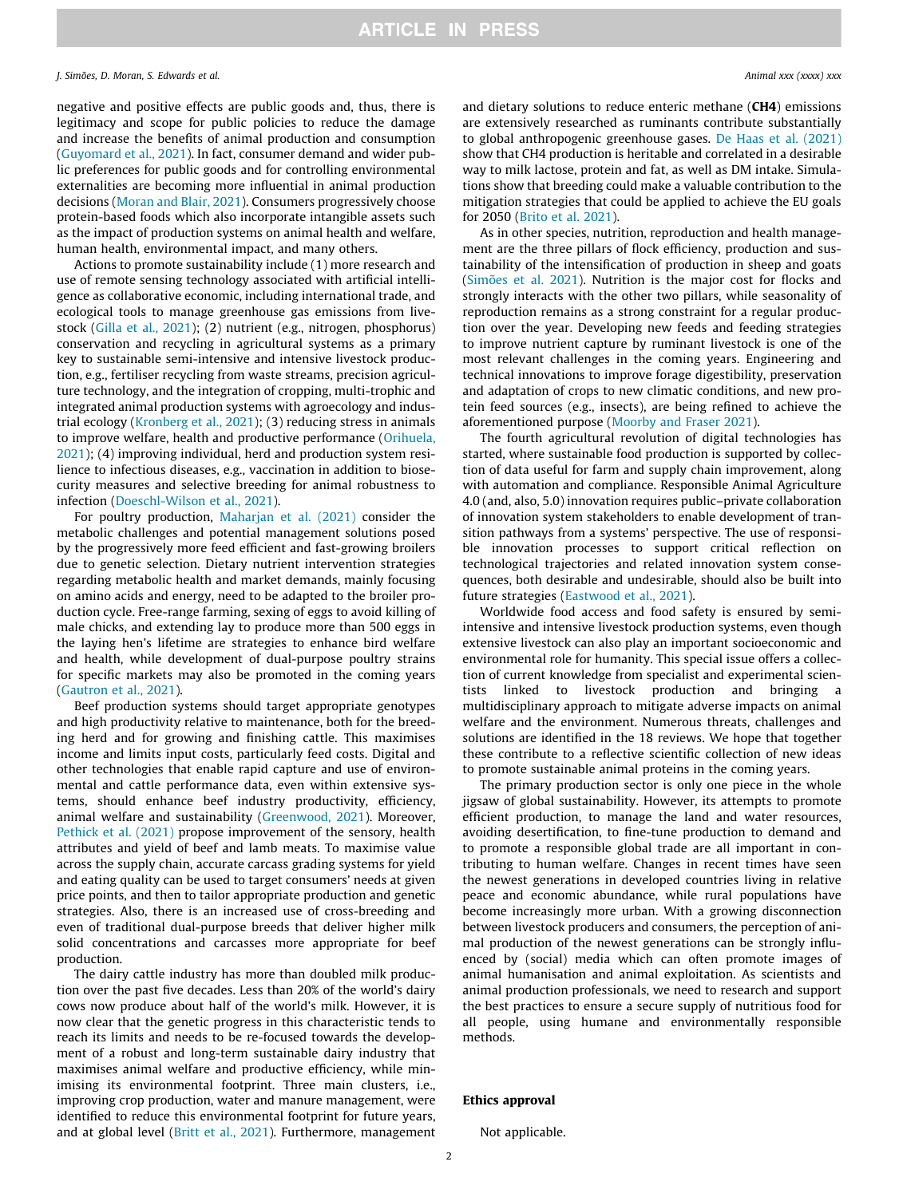negative and positive effects are public goods and, thus, there is legitimacy and scope for public policies to reduce the damage and increase the benefits of animal production and consumption (Guyomard et al., 2021). In fact, consumer demand and wider public preferences for public goods and for controlling environmental externalities are becoming more influential in animal production decisions (Moran and Blair, 2021). Consumers progressively choose protein-based foods which also incorporate intangible assets such as the impact of production systems on animal health and welfare, human health, environmental impact, and many others.

Actions to promote sustainability include (1) more research and use of remote sensing technology associated with artificial intelligence as collaborative economic, including international trade, and ecological tools to manage greenhouse gas emissions from livestock (Gilla et al., 2021); (2) nutrient (e.g., nitrogen, phosphorus) conservation and recycling in agricultural systems as a primary key to sustainable semi-intensive and intensive livestock production, e.g., fertiliser recycling from waste streams, precision agriculture technology, and the integration of cropping, multi-trophic and integrated animal production systems with agroecology and industrial ecology (Kronberg et al., 2021); (3) reducing stress in animals to improve welfare, health and productive performance (Orihuela, 2021); (4) improving individual, herd and production system resilience to infectious diseases, e.g., vaccination in addition to biosecurity measures and selective breeding for animal robustness to infection (Doeschl-Wilson et al., 2021).

For poultry production, Maharjan et al. (2021) consider the metabolic challenges and potential management solutions posed by the progressively more feed efficient and fast-growing broilers due to genetic selection. Dietary nutrient intervention strategies regarding metabolic health and market demands, mainly focusing on amino acids and energy, need to be adapted to the broiler production cycle. Free-range farming, sexing of eggs to avoid killing of male chicks, and extending lay to produce more than 500 eggs in the laying hen's lifetime are strategies to enhance bird welfare and health, while development of dual-purpose poultry strains for specific markets may also be promoted in the coming years (Gautron et al., 2021).

Beef production systems should target appropriate genotypes and high productivity relative to maintenance, both for the breeding herd and for growing and finishing cattle. This maximises income and limits input costs, particularly feed costs. Digital and other technologies that enable rapid capture and use of environmental and cattle performance data, even within extensive systems, should enhance beef industry productivity, efficiency, animal welfare and sustainability (Greenwood, 2021). Moreover, Pethick et al. (2021) propose improvement of the sensory, health attributes and yield of beef and lamb meats. To maximise value across the supply chain, accurate carcass grading systems for yield and eating quality can be used to target consumers' needs at given price points, and then to tailor appropriate production and genetic strategies. Also, there is an increased use of cross-breeding and even of traditional dual-purpose breeds that deliver higher milk solid concentrations and carcasses more appropriate for beef production.

The dairy cattle industry has more than doubled milk production over the past five decades. Less than 20% of the world's dairy cows now produce about half of the world's milk. However, it is now clear that the genetic progress in this characteristic tends to reach its limits and needs to be re-focused towards the development of a robust and long-term sustainable dairy industry that maximises animal welfare and productive efficiency, while minimising its environmental footprint. Three main clusters, i.e., improving crop production, water and manure management, were identified to reduce this environmental footprint for future years, and at global level (Britt et al., 2021). Furthermore, management and dietary solutions to reduce enteric methane (**$CH_4$**) emissions are extensively researched as ruminants contribute substantially to global anthropogenic greenhouse gases. De Haas et al. (2021) show that $CH_4$ production is heritable and correlated in a desirable way to milk lactose, protein and fat, as well as DM intake. Simulations show that breeding could make a valuable contribution to the mitigation strategies that could be applied to achieve the EU goals for 2050 (Brito et al. 2021).

As in other species, nutrition, reproduction and health management are the three pillars of flock efficiency, production and sustainability of the intensification of production in sheep and goats (Simões et al. 2021). Nutrition is the major cost for flocks and strongly interacts with the other two pillars, while seasonality of reproduction remains as a strong constraint for a regular production over the year. Developing new feeds and feeding strategies to improve nutrient capture by ruminant livestock is one of the most relevant challenges in the coming years. Engineering and technical innovations to improve forage digestibility, preservation and adaptation of crops to new climatic conditions, and new protein feed sources (e.g., insects), are being refined to achieve the aforementioned purpose (Moorby and Fraser 2021).

The fourth agricultural revolution of digital technologies has started, where sustainable food production is supported by collection of data useful for farm and supply chain improvement, along with automation and compliance. Responsible Animal Agriculture 4.0 (and, also, 5.0) innovation requires public–private collaboration of innovation system stakeholders to enable development of transition pathways from a systems' perspective. The use of responsible innovation processes to support critical reflection on technological trajectories and related innovation system consequences, both desirable and undesirable, should also be built into future strategies (Eastwood et al., 2021).

Worldwide food access and food safety is ensured by semi-intensive and intensive livestock production systems, even though extensive livestock can also play an important socioeconomic and environmental role for humanity. This special issue offers a collection of current knowledge from specialist and experimental scientists linked to livestock production and bringing a multidisciplinary approach to mitigate adverse impacts on animal welfare and the environment. Numerous threats, challenges and solutions are identified in the 18 reviews. We hope that together these contribute to a reflective scientific collection of new ideas to promote sustainable animal proteins in the coming years.

The primary production sector is only one piece in the whole jigsaw of global sustainability. However, its attempts to promote efficient production, to manage the land and water resources, avoiding desertification, to fine-tune production to demand and to promote a responsible global trade are all important in contributing to human welfare. Changes in recent times have seen the newest generations in developed countries living in relative peace and economic abundance, while rural populations have become increasingly more urban. With a growing disconnection between livestock producers and consumers, the perception of animal production of the newest generations can be strongly influenced by (social) media which can often promote images of animal humanisation and animal exploitation. As scientists and animal production professionals, we need to research and support the best practices to ensure a secure supply of nutritious food for all people, using humane and environmentally responsible methods.

## Ethics approval

Not applicable.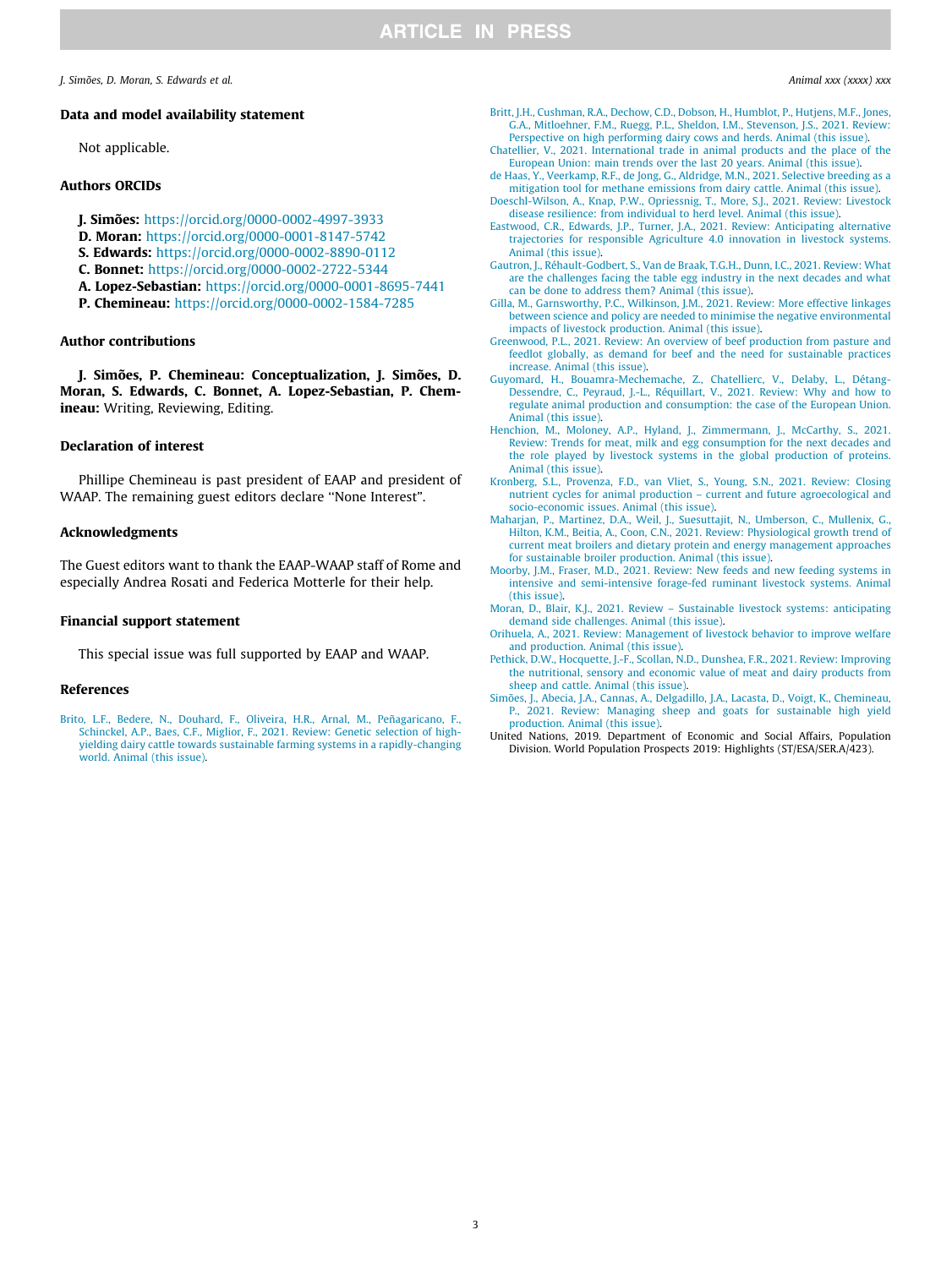## Data and model availability statement

Not applicable.

## Authors ORCIDs

**J. Simões:** https://orcid.org/0000-0002-4997-3933
**D. Moran:** https://orcid.org/0000-0001-8147-5742
**S. Edwards:** https://orcid.org/0000-0002-8890-0112
**C. Bonnet:** https://orcid.org/0000-0002-2722-5344
**A. Lopez-Sebastian:** https://orcid.org/0000-0001-8695-7441
**P. Chemineau:** https://orcid.org/0000-0002-1584-7285

## Author contributions

**J. Simões, P. Chemineau: Conceptualization, J. Simões, D. Moran, S. Edwards, C. Bonnet, A. Lopez-Sebastian, P. Chemineau:** Writing, Reviewing, Editing.

## Declaration of interest

Phillipe Chemineau is past president of EAAP and president of WAAP. The remaining guest editors declare "None Interest".

## Acknowledgments

The Guest editors want to thank the EAAP-WAAP staff of Rome and especially Andrea Rosati and Federica Motterle for their help.

## Financial support statement

This special issue was full supported by EAAP and WAAP.

## References

Brito, L.F., Bedere, N., Douhard, F., Oliveira, H.R., Arnal, M., Peñagaricano, F., Schinckel, A.P., Baes, C.F., Miglior, F., 2021. Review: Genetic selection of high-yielding dairy cattle towards sustainable farming systems in a rapidly-changing world. Animal (this issue).

Britt, J.H., Cushman, R.A., Dechow, C.D., Dobson, H., Humblot, P., Hutjens, M.F., Jones, G.A., Mitloehner, F.M., Ruegg, P.L., Sheldon, I.M., Stevenson, J.S., 2021. Review: Perspective on high performing dairy cows and herds. Animal (this issue).

Chatellier, V., 2021. International trade in animal products and the place of the European Union: main trends over the last 20 years. Animal (this issue).

de Haas, Y., Veerkamp, R.F., de Jong, G., Aldridge, M.N., 2021. Selective breeding as a mitigation tool for methane emissions from dairy cattle. Animal (this issue).

Doeschl-Wilson, A., Knap, P.W., Opriessnig, T., More, S.J., 2021. Review: Livestock disease resilience: from individual to herd level. Animal (this issue).

Eastwood, C.R., Edwards, J.P., Turner, J.A., 2021. Review: Anticipating alternative trajectories for responsible Agriculture 4.0 innovation in livestock systems. Animal (this issue).

Gautron, J., Réhault-Godbert, S., Van de Braak, T.G.H., Dunn, I.C., 2021. Review: What are the challenges facing the table egg industry in the next decades and what can be done to address them? Animal (this issue).

Gilla, M., Garnsworthy, P.C., Wilkinson, J.M., 2021. Review: More effective linkages between science and policy are needed to minimise the negative environmental impacts of livestock production. Animal (this issue).

Greenwood, P.L., 2021. Review: An overview of beef production from pasture and feedlot globally, as demand for beef and the need for sustainable practices increase. Animal (this issue).

Guyomard, H., Bouamra-Mechemache, Z., Chatellierc, V., Delaby, L., Détang-Dessendre, C., Peyraud, J.-L., Réquillart, V., 2021. Review: Why and how to regulate animal production and consumption: the case of the European Union. Animal (this issue).

Henchion, M., Moloney, A.P., Hyland, J., Zimmermann, J., McCarthy, S., 2021. Review: Trends for meat, milk and egg consumption for the next decades and the role played by livestock systems in the global production of proteins. Animal (this issue).

Kronberg, S.L., Provenza, F.D., van Vliet, S., Young, S.N., 2021. Review: Closing nutrient cycles for animal production – current and future agroecological and socio-economic issues. Animal (this issue).

Maharjan, P., Martinez, D.A., Weil, J., Suesuttajit, N., Umberson, C., Mullenix, G., Hilton, K.M., Beitia, A., Coon, C.N., 2021. Review: Physiological growth trend of current meat broilers and dietary protein and energy management approaches for sustainable broiler production. Animal (this issue).

Moorby, J.M., Fraser, M.D., 2021. Review: New feeds and new feeding systems in intensive and semi-intensive forage-fed ruminant livestock systems. Animal (this issue).

Moran, D., Blair, K.J., 2021. Review – Sustainable livestock systems: anticipating demand side challenges. Animal (this issue).

Orihuela, A., 2021. Review: Management of livestock behavior to improve welfare and production. Animal (this issue).

Pethick, D.W., Hocquette, J.-F., Scollan, N.D., Dunshea, F.R., 2021. Review: Improving the nutritional, sensory and economic value of meat and dairy products from sheep and cattle. Animal (this issue).

Simões, J., Abecia, J.A., Cannas, A., Delgadillo, J.A., Lacasta, D., Voigt, K., Chemineau, P., 2021. Review: Managing sheep and goats for sustainable high yield production. Animal (this issue).

United Nations, 2019. Department of Economic and Social Affairs, Population Division. World Population Prospects 2019: Highlights (ST/ESA/SER.A/423).